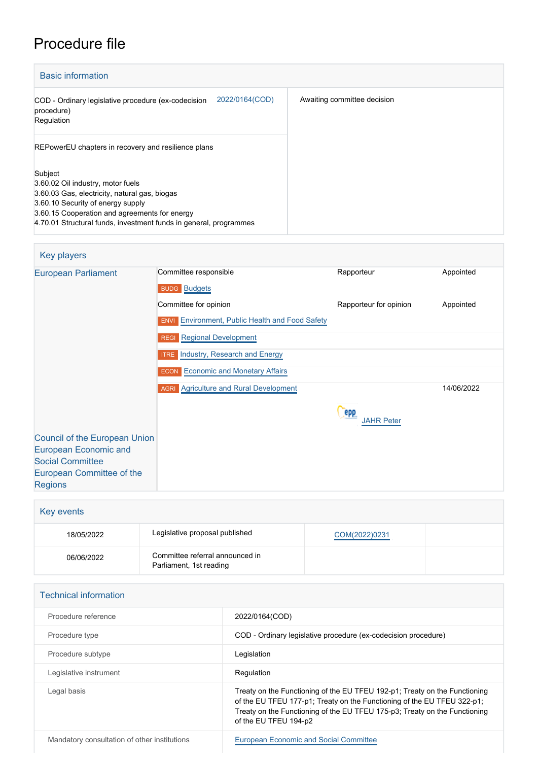# Procedure file

## Basic information

| | | |
|---|---|---|
| COD - Ordinary legislative procedure (ex-codecision procedure)<br>Regulation | 2022/0164(COD) | Awaiting committee decision |
| REPowerEU chapters in recovery and resilience plans | | |
| Subject<br>3.60.02 Oil industry, motor fuels<br>3.60.03 Gas, electricity, natural gas, biogas<br>3.60.10 Security of energy supply<br>3.60.15 Cooperation and agreements for energy<br>4.70.01 Structural funds, investment funds in general, programmes | | |

## Key players

| | | | |
|---|---|---|---|
| European Parliament | Committee responsible | Rapporteur | Appointed |
| | BUDG Budgets | | |
| | Committee for opinion | Rapporteur for opinion | Appointed |
| | ENVI Environment, Public Health and Food Safety | | |
| | REGI Regional Development | | |
| | ITRE Industry, Research and Energy | | |
| | ECON Economic and Monetary Affairs | | |
| | AGRI Agriculture and Rural Development | EPP JAHR Peter | 14/06/2022 |
| Council of the European Union | | | |
| European Economic and Social Committee | | | |
| European Committee of the Regions | | | |

## Key events

| | | | |
|---|---|---|---|
| 18/05/2022 | Legislative proposal published | COM(2022)0231 | |
| 06/06/2022 | Committee referral announced in Parliament, 1st reading | | |

## Technical information

| | |
|---|---|
| Procedure reference | 2022/0164(COD) |
| Procedure type | COD - Ordinary legislative procedure (ex-codecision procedure) |
| Procedure subtype | Legislation |
| Legislative instrument | Regulation |
| Legal basis | Treaty on the Functioning of the EU TFEU 192-p1; Treaty on the Functioning of the EU TFEU 177-p1; Treaty on the Functioning of the EU TFEU 322-p1; Treaty on the Functioning of the EU TFEU 175-p3; Treaty on the Functioning of the EU TFEU 194-p2 |
| Mandatory consultation of other institutions | European Economic and Social Committee |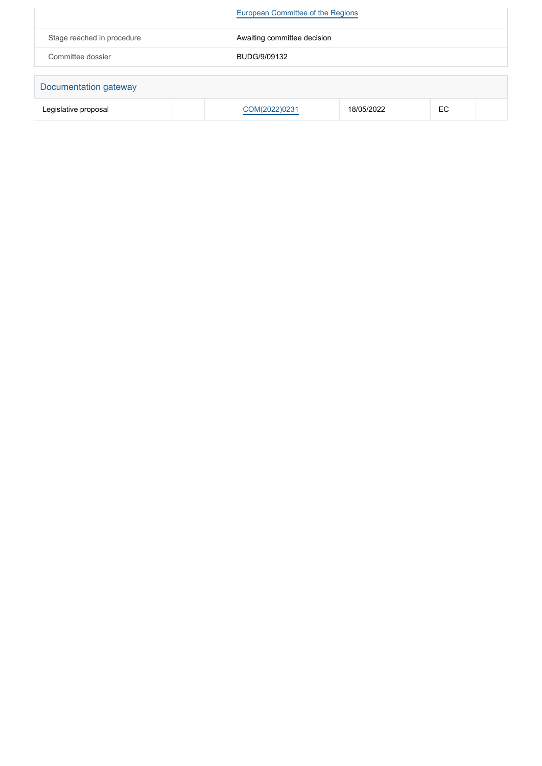| | |
|---|---|
| | European Committee of the Regions |
| Stage reached in procedure | Awaiting committee decision |
| Committee dossier | BUDG/9/09132 |

## Documentation gateway

| | | | | | |
|---|---|---|---|---|---|
| Legislative proposal | | COM(2022)0231 | 18/05/2022 | EC | |